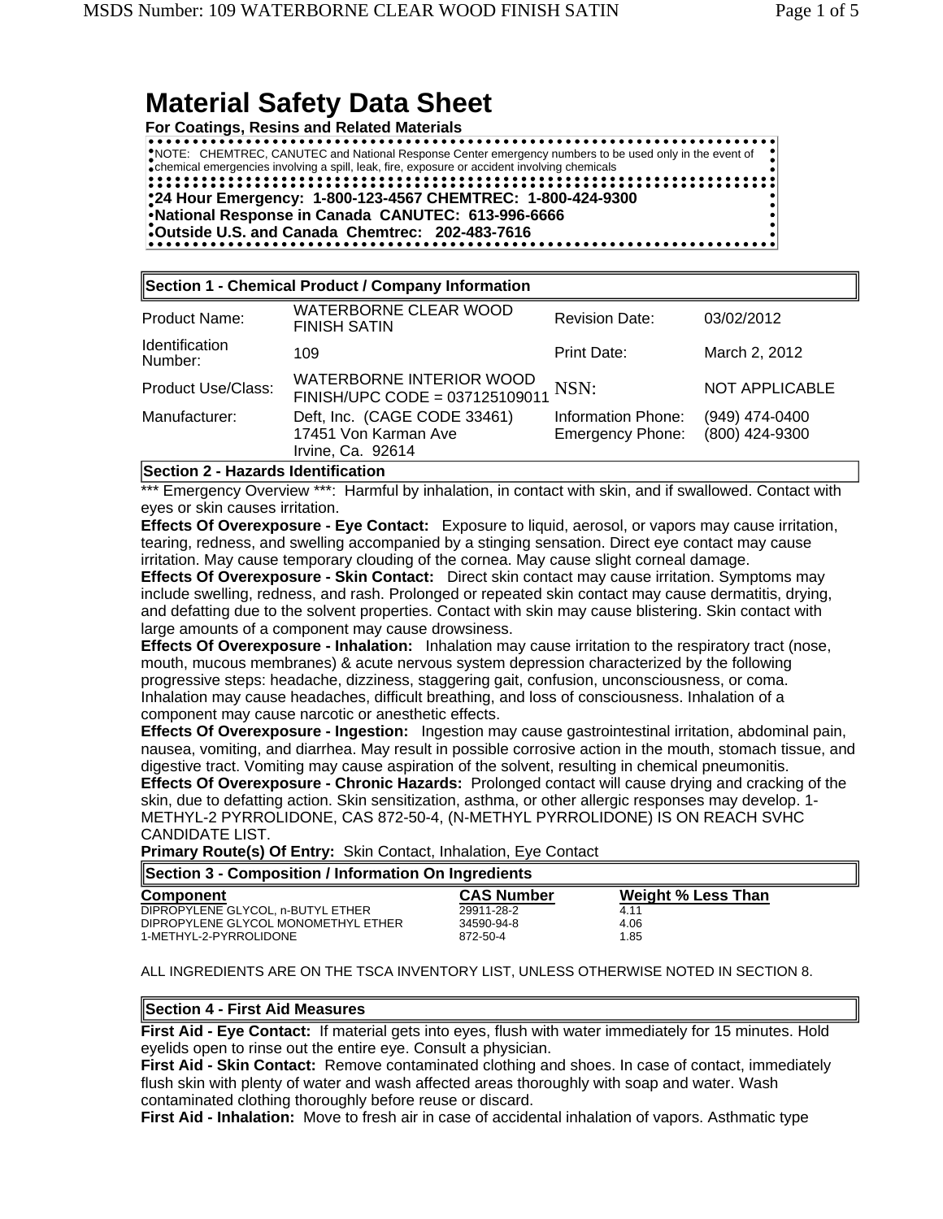# Material Safety Data Sheet

**For Coatings, Resins and Related Materials**

NOTE: CHEMTREC, CANUTEC and National Response Center emergency numbers to be used only in the event of chemical emergencies involving a spill, leak, fire, exposure or accident involving chemicals

**24 Hour Emergency: 1-800-123-4567 CHEMTREC: 1-800-424-9300**
**National Response in Canada CANUTEC: 613-996-6666**
**Outside U.S. and Canada Chemtrec: 202-483-7616**

## Section 1 - Chemical Product / Company Information

| | | | |
|---|---|---|---|
| Product Name: | WATERBORNE CLEAR WOOD FINISH SATIN | Revision Date: | 03/02/2012 |
| Identification Number: | 109 | Print Date: | March 2, 2012 |
| Product Use/Class: | WATERBORNE INTERIOR WOOD FINISH/UPC CODE = 037125109011 | NSN: | NOT APPLICABLE |
| Manufacturer: | Deft, Inc. (CAGE CODE 33461) 17451 Von Karman Ave Irvine, Ca. 92614 | Information Phone: Emergency Phone: | (949) 474-0400 (800) 424-9300 |

## Section 2 - Hazards Identification

*** Emergency Overview ***: Harmful by inhalation, in contact with skin, and if swallowed. Contact with eyes or skin causes irritation.

**Effects Of Overexposure - Eye Contact:** Exposure to liquid, aerosol, or vapors may cause irritation, tearing, redness, and swelling accompanied by a stinging sensation. Direct eye contact may cause irritation. May cause temporary clouding of the cornea. May cause slight corneal damage.

**Effects Of Overexposure - Skin Contact:** Direct skin contact may cause irritation. Symptoms may include swelling, redness, and rash. Prolonged or repeated skin contact may cause dermatitis, drying, and defatting due to the solvent properties. Contact with skin may cause blistering. Skin contact with large amounts of a component may cause drowsiness.

**Effects Of Overexposure - Inhalation:** Inhalation may cause irritation to the respiratory tract (nose, mouth, mucous membranes) & acute nervous system depression characterized by the following progressive steps: headache, dizziness, staggering gait, confusion, unconsciousness, or coma. Inhalation may cause headaches, difficult breathing, and loss of consciousness. Inhalation of a component may cause narcotic or anesthetic effects.

**Effects Of Overexposure - Ingestion:** Ingestion may cause gastrointestinal irritation, abdominal pain, nausea, vomiting, and diarrhea. May result in possible corrosive action in the mouth, stomach tissue, and digestive tract. Vomiting may cause aspiration of the solvent, resulting in chemical pneumonitis.

**Effects Of Overexposure - Chronic Hazards:** Prolonged contact will cause drying and cracking of the skin, due to defatting action. Skin sensitization, asthma, or other allergic responses may develop. 1-METHYL-2 PYRROLIDONE, CAS 872-50-4, (N-METHYL PYRROLIDONE) IS ON REACH SVHC CANDIDATE LIST.

**Primary Route(s) Of Entry:** Skin Contact, Inhalation, Eye Contact

## Section 3 - Composition / Information On Ingredients

| Component | CAS Number | Weight % Less Than |
|---|---|---|
| DIPROPYLENE GLYCOL, n-BUTYL ETHER | 29911-28-2 | 4.11 |
| DIPROPYLENE GLYCOL MONOMETHYL ETHER | 34590-94-8 | 4.06 |
| 1-METHYL-2-PYRROLIDONE | 872-50-4 | 1.85 |

ALL INGREDIENTS ARE ON THE TSCA INVENTORY LIST, UNLESS OTHERWISE NOTED IN SECTION 8.

## Section 4 - First Aid Measures

**First Aid - Eye Contact:** If material gets into eyes, flush with water immediately for 15 minutes. Hold eyelids open to rinse out the entire eye. Consult a physician.

**First Aid - Skin Contact:** Remove contaminated clothing and shoes. In case of contact, immediately flush skin with plenty of water and wash affected areas thoroughly with soap and water. Wash contaminated clothing thoroughly before reuse or discard.

**First Aid - Inhalation:** Move to fresh air in case of accidental inhalation of vapors. Asthmatic type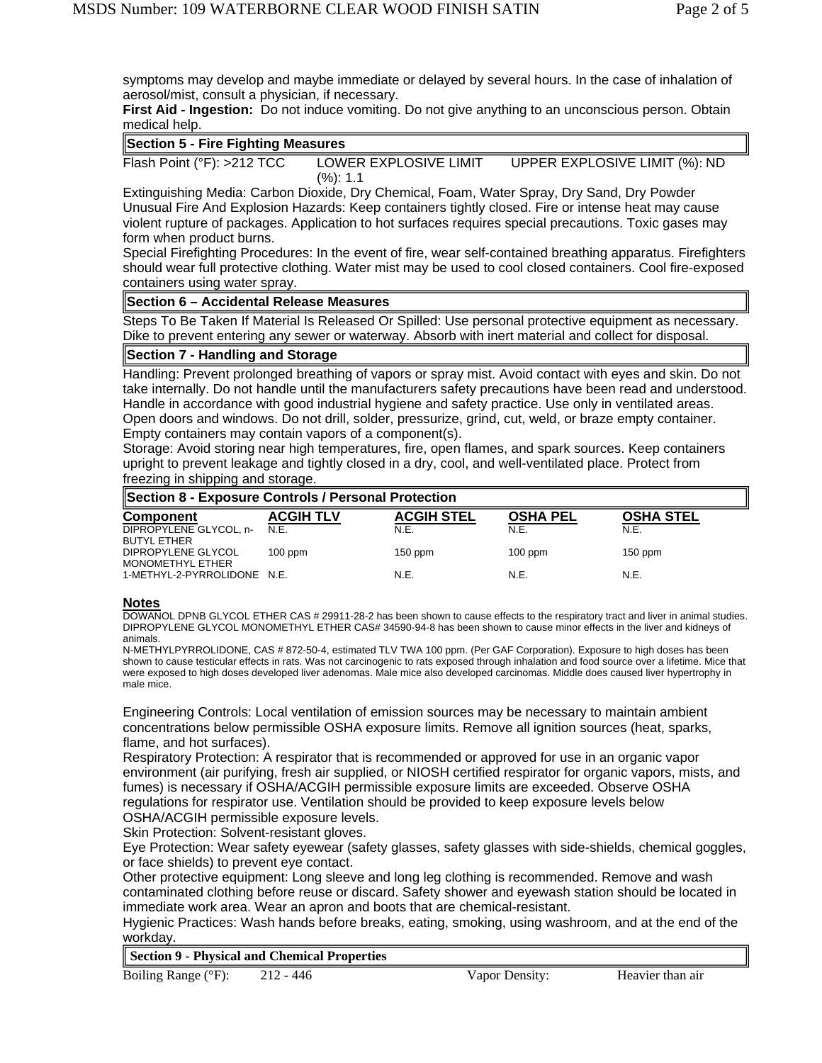symptoms may develop and maybe immediate or delayed by several hours. In the case of inhalation of aerosol/mist, consult a physician, if necessary.

**First Aid - Ingestion:** Do not induce vomiting. Do not give anything to an unconscious person. Obtain medical help.

## Section 5 - Fire Fighting Measures

Flash Point (°F): >212 TCC LOWER EXPLOSIVE LIMIT (%): 1.1 UPPER EXPLOSIVE LIMIT (%): ND

Extinguishing Media: Carbon Dioxide, Dry Chemical, Foam, Water Spray, Dry Sand, Dry Powder

Unusual Fire And Explosion Hazards: Keep containers tightly closed. Fire or intense heat may cause violent rupture of packages. Application to hot surfaces requires special precautions. Toxic gases may form when product burns.

Special Firefighting Procedures: In the event of fire, wear self-contained breathing apparatus. Firefighters should wear full protective clothing. Water mist may be used to cool closed containers. Cool fire-exposed containers using water spray.

## Section 6 – Accidental Release Measures

Steps To Be Taken If Material Is Released Or Spilled: Use personal protective equipment as necessary. Dike to prevent entering any sewer or waterway. Absorb with inert material and collect for disposal.

## Section 7 - Handling and Storage

Handling: Prevent prolonged breathing of vapors or spray mist. Avoid contact with eyes and skin. Do not take internally. Do not handle until the manufacturers safety precautions have been read and understood. Handle in accordance with good industrial hygiene and safety practice. Use only in ventilated areas. Open doors and windows. Do not drill, solder, pressurize, grind, cut, weld, or braze empty container. Empty containers may contain vapors of a component(s).

Storage: Avoid storing near high temperatures, fire, open flames, and spark sources. Keep containers upright to prevent leakage and tightly closed in a dry, cool, and well-ventilated place. Protect from freezing in shipping and storage.

## Section 8 - Exposure Controls / Personal Protection

| Component | ACGIH TLV | ACGIH STEL | OSHA PEL | OSHA STEL |
|---|---|---|---|---|
| DIPROPYLENE GLYCOL, n-BUTYL ETHER | N.E. | N.E. | N.E. | N.E. |
| DIPROPYLENE GLYCOL MONOMETHYL ETHER | 100 ppm | 150 ppm | 100 ppm | 150 ppm |
| 1-METHYL-2-PYRROLIDONE | N.E. | N.E. | N.E. | N.E. |

**Notes**

DOWANOL DPNB GLYCOL ETHER CAS # 29911-28-2 has been shown to cause effects to the respiratory tract and liver in animal studies. DIPROPYLENE GLYCOL MONOMETHYL ETHER CAS# 34590-94-8 has been shown to cause minor effects in the liver and kidneys of animals.

N-METHYLPYRROLIDONE, CAS # 872-50-4, estimated TLV TWA 100 ppm. (Per GAF Corporation). Exposure to high doses has been shown to cause testicular effects in rats. Was not carcinogenic to rats exposed through inhalation and food source over a lifetime. Mice that were exposed to high doses developed liver adenomas. Male mice also developed carcinomas. Middle does caused liver hypertrophy in male mice.

Engineering Controls: Local ventilation of emission sources may be necessary to maintain ambient concentrations below permissible OSHA exposure limits. Remove all ignition sources (heat, sparks, flame, and hot surfaces).

Respiratory Protection: A respirator that is recommended or approved for use in an organic vapor environment (air purifying, fresh air supplied, or NIOSH certified respirator for organic vapors, mists, and fumes) is necessary if OSHA/ACGIH permissible exposure limits are exceeded. Observe OSHA regulations for respirator use. Ventilation should be provided to keep exposure levels below OSHA/ACGIH permissible exposure levels.

Skin Protection: Solvent-resistant gloves.

Eye Protection: Wear safety eyewear (safety glasses, safety glasses with side-shields, chemical goggles, or face shields) to prevent eye contact.

Other protective equipment: Long sleeve and long leg clothing is recommended. Remove and wash contaminated clothing before reuse or discard. Safety shower and eyewash station should be located in immediate work area. Wear an apron and boots that are chemical-resistant.

Hygienic Practices: Wash hands before breaks, eating, smoking, using washroom, and at the end of the workday.

## Section 9 - Physical and Chemical Properties

| Boiling Range (°F): | 212 - 446 | Vapor Density: | Heavier than air |
|---|---|---|---|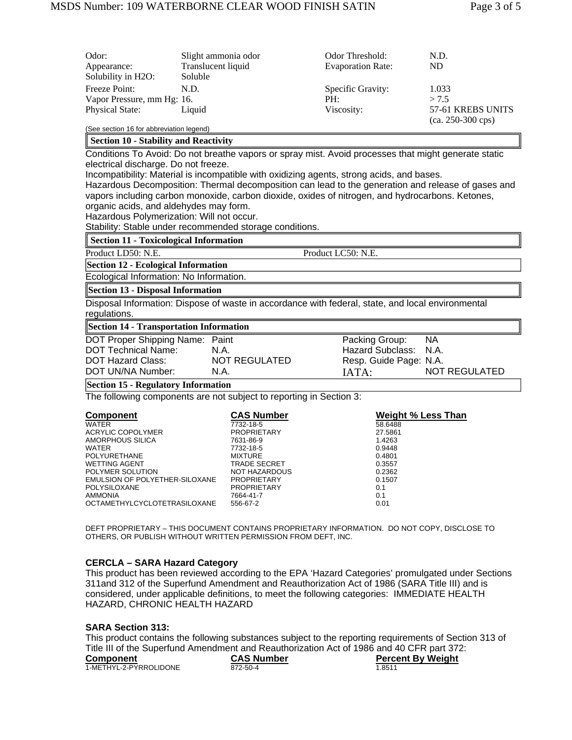| | | | |
|---|---|---|---|
| Odor: | Slight ammonia odor | Odor Threshold: | N.D. |
| Appearance: | Translucent liquid | Evaporation Rate: | ND |
| Solubility in H2O: | Soluble | | |
| Freeze Point: | N.D. | Specific Gravity: | 1.033 |
| Vapor Pressure, mm Hg: | 16. | PH: | > 7.5 |
| Physical State: | Liquid | Viscosity: | 57-61 KREBS UNITS (ca. 250-300 cps) |

(See section 16 for abbreviation legend)

## Section 10 - Stability and Reactivity

Conditions To Avoid: Do not breathe vapors or spray mist. Avoid processes that might generate static electrical discharge. Do not freeze.
Incompatibility: Material is incompatible with oxidizing agents, strong acids, and bases.
Hazardous Decomposition: Thermal decomposition can lead to the generation and release of gases and vapors including carbon monoxide, carbon dioxide, oxides of nitrogen, and hydrocarbons. Ketones, organic acids, and aldehydes may form.
Hazardous Polymerization: Will not occur.
Stability: Stable under recommended storage conditions.

## Section 11 - Toxicological Information

Product LD50: N.E. Product LC50: N.E.

## Section 12 - Ecological Information

Ecological Information: No Information.

## Section 13 - Disposal Information

Disposal Information: Dispose of waste in accordance with federal, state, and local environmental regulations.

## Section 14 - Transportation Information

| | | | |
|---|---|---|---|
| DOT Proper Shipping Name: | Paint | Packing Group: | NA |
| DOT Technical Name: | N.A. | Hazard Subclass: | N.A. |
| DOT Hazard Class: | NOT REGULATED | Resp. Guide Page: | N.A. |
| DOT UN/NA Number: | N.A. | IATA: | NOT REGULATED |

## Section 15 - Regulatory Information

The following components are not subject to reporting in Section 3:

| Component | CAS Number | Weight % Less Than |
|---|---|---|
| WATER | 7732-18-5 | 58.6488 |
| ACRYLIC COPOLYMER | PROPRIETARY | 27.5861 |
| AMORPHOUS SILICA | 7631-86-9 | 1.4263 |
| WATER | 7732-18-5 | 0.9448 |
| POLYURETHANE | MIXTURE | 0.4801 |
| WETTING AGENT | TRADE SECRET | 0.3557 |
| POLYMER SOLUTION | NOT HAZARDOUS | 0.2362 |
| EMULSION OF POLYETHER-SILOXANE | PROPRIETARY | 0.1507 |
| POLYSILOXANE | PROPRIETARY | 0.1 |
| AMMONIA | 7664-41-7 | 0.1 |
| OCTAMETHYLCYCLOTETRASILOXANE | 556-67-2 | 0.01 |

DEFT PROPRIETARY – THIS DOCUMENT CONTAINS PROPRIETARY INFORMATION. DO NOT COPY, DISCLOSE TO OTHERS, OR PUBLISH WITHOUT WRITTEN PERMISSION FROM DEFT, INC.

### CERCLA – SARA Hazard Category

This product has been reviewed according to the EPA 'Hazard Categories' promulgated under Sections 311and 312 of the Superfund Amendment and Reauthorization Act of 1986 (SARA Title III) and is considered, under applicable definitions, to meet the following categories: IMMEDIATE HEALTH HAZARD, CHRONIC HEALTH HAZARD

### SARA Section 313:

This product contains the following substances subject to the reporting requirements of Section 313 of Title III of the Superfund Amendment and Reauthorization Act of 1986 and 40 CFR part 372:

| Component | CAS Number | Percent By Weight |
|---|---|---|
| 1-METHYL-2-PYRROLIDONE | 872-50-4 | 1.8511 |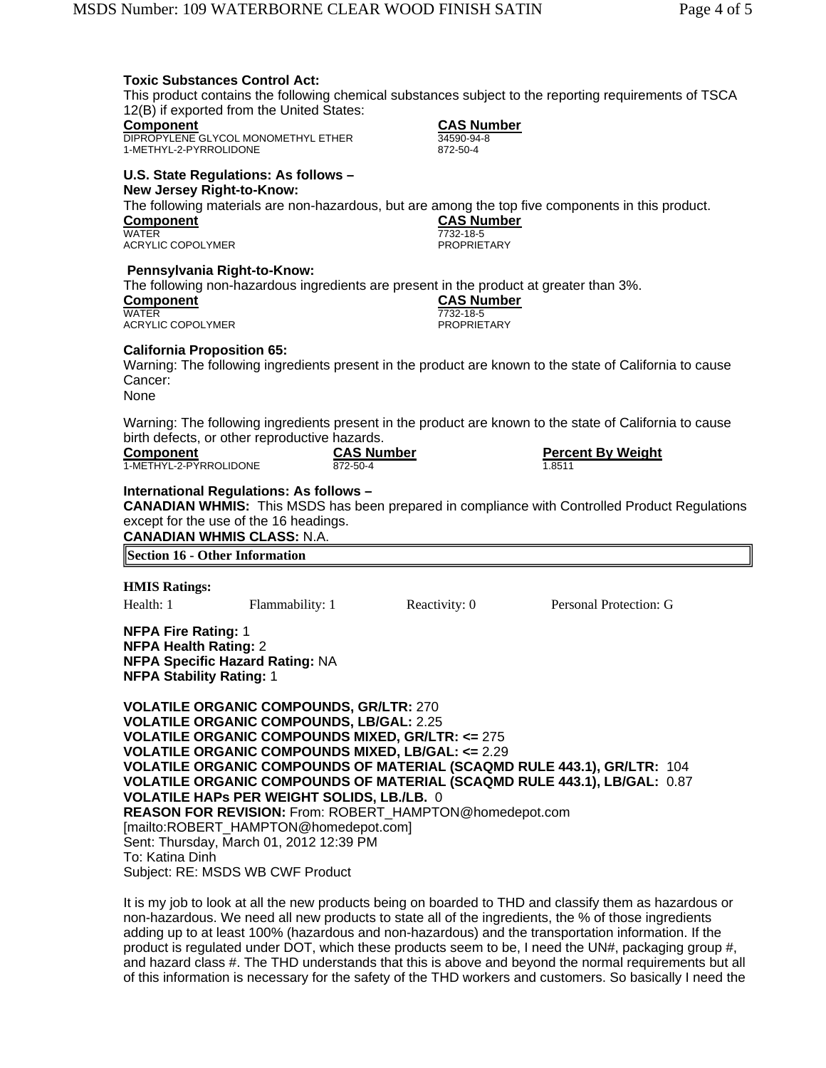**Toxic Substances Control Act:**

This product contains the following chemical substances subject to the reporting requirements of TSCA 12(B) if exported from the United States:

| Component | CAS Number |
| --- | --- |
| DIPROPYLENE GLYCOL MONOMETHYL ETHER | 34590-94-8 |
| 1-METHYL-2-PYRROLIDONE | 872-50-4 |

**U.S. State Regulations: As follows –**

**New Jersey Right-to-Know:**

The following materials are non-hazardous, but are among the top five components in this product.

| Component | CAS Number |
| --- | --- |
| WATER | 7732-18-5 |
| ACRYLIC COPOLYMER | PROPRIETARY |

**Pennsylvania Right-to-Know:**

The following non-hazardous ingredients are present in the product at greater than 3%.

| Component | CAS Number |
| --- | --- |
| WATER | 7732-18-5 |
| ACRYLIC COPOLYMER | PROPRIETARY |

**California Proposition 65:**

Warning: The following ingredients present in the product are known to the state of California to cause Cancer:

None

Warning: The following ingredients present in the product are known to the state of California to cause birth defects, or other reproductive hazards.

| Component | CAS Number | Percent By Weight |
| --- | --- | --- |
| 1-METHYL-2-PYRROLIDONE | 872-50-4 | 1.8511 |

**International Regulations: As follows –**

**CANADIAN WHMIS:** This MSDS has been prepared in compliance with Controlled Product Regulations except for the use of the 16 headings.

**CANADIAN WHMIS CLASS:** N.A.

## Section 16 - Other Information

**HMIS Ratings:**

Health: 1 Flammability: 1 Reactivity: 0 Personal Protection: G

**NFPA Fire Rating:** 1
**NFPA Health Rating:** 2
**NFPA Specific Hazard Rating:** NA
**NFPA Stability Rating:** 1

**VOLATILE ORGANIC COMPOUNDS, GR/LTR:** 270
**VOLATILE ORGANIC COMPOUNDS, LB/GAL:** 2.25
**VOLATILE ORGANIC COMPOUNDS MIXED, GR/LTR: <=** 275
**VOLATILE ORGANIC COMPOUNDS MIXED, LB/GAL: <=** 2.29
**VOLATILE ORGANIC COMPOUNDS OF MATERIAL (SCAQMD RULE 443.1), GR/LTR:** 104
**VOLATILE ORGANIC COMPOUNDS OF MATERIAL (SCAQMD RULE 443.1), LB/GAL:** 0.87
**VOLATILE HAPs PER WEIGHT SOLIDS, LB./LB.** 0
**REASON FOR REVISION:** From: ROBERT_HAMPTON@homedepot.com [mailto:ROBERT_HAMPTON@homedepot.com]
Sent: Thursday, March 01, 2012 12:39 PM
To: Katina Dinh
Subject: RE: MSDS WB CWF Product

It is my job to look at all the new products being on boarded to THD and classify them as hazardous or non-hazardous. We need all new products to state all of the ingredients, the % of those ingredients adding up to at least 100% (hazardous and non-hazardous) and the transportation information. If the product is regulated under DOT, which these products seem to be, I need the UN#, packaging group #, and hazard class #. The THD understands that this is above and beyond the normal requirements but all of this information is necessary for the safety of the THD workers and customers. So basically I need the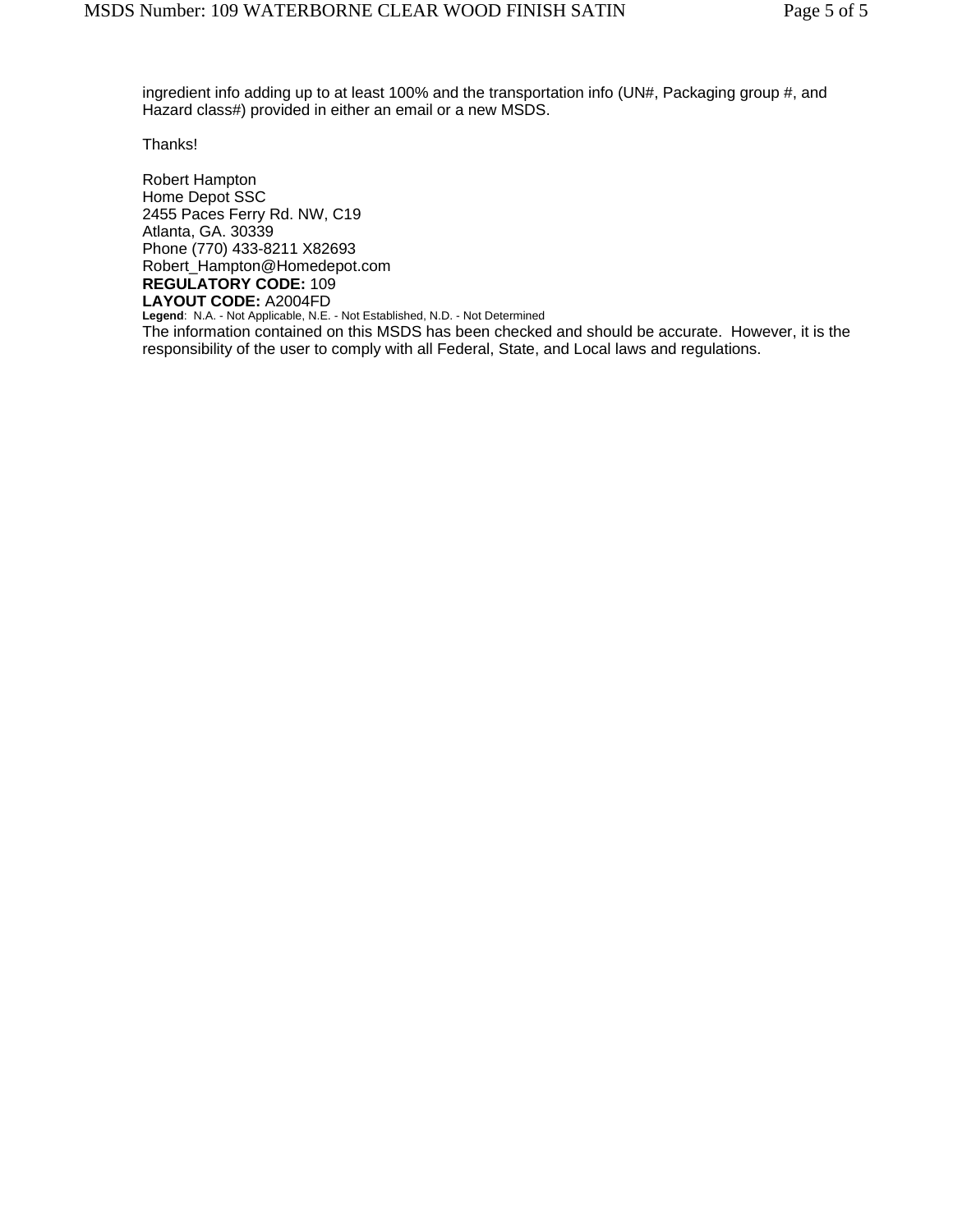ingredient info adding up to at least 100% and the transportation info (UN#, Packaging group #, and Hazard class#) provided in either an email or a new MSDS.

Thanks!

Robert Hampton
Home Depot SSC
2455 Paces Ferry Rd. NW, C19
Atlanta, GA. 30339
Phone (770) 433-8211 X82693
Robert_Hampton@Homedepot.com

**REGULATORY CODE:** 109
**LAYOUT CODE:** A2004FD

**Legend**: N.A. - Not Applicable, N.E. - Not Established, N.D. - Not Determined

The information contained on this MSDS has been checked and should be accurate. However, it is the responsibility of the user to comply with all Federal, State, and Local laws and regulations.